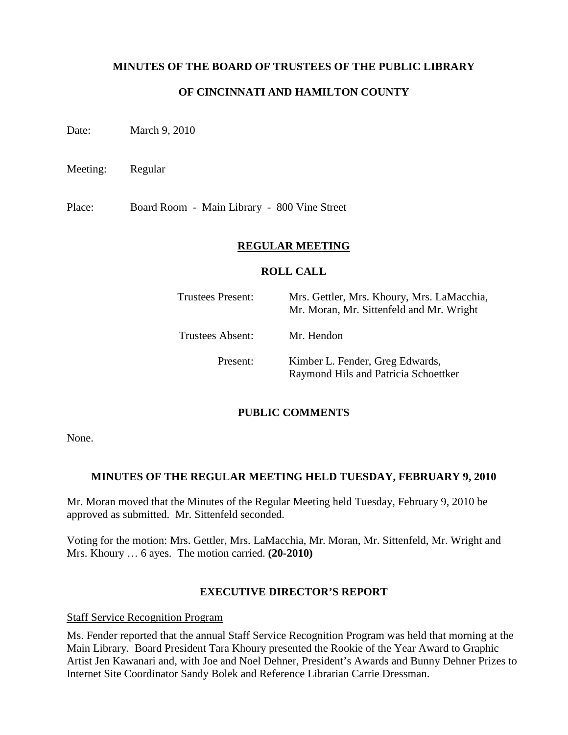**MINUTES OF THE BOARD OF TRUSTEES OF THE PUBLIC LIBRARY**

**OF CINCINNATI AND HAMILTON COUNTY**

Date: March 9, 2010

Meeting: Regular

Place: Board Room - Main Library - 800 Vine Street

## REGULAR MEETING

### ROLL CALL

| | |
|---|---|
| Trustees Present: | Mrs. Gettler, Mrs. Khoury, Mrs. LaMacchia, Mr. Moran, Mr. Sittenfeld and Mr. Wright |
| Trustees Absent: | Mr. Hendon |
| Present: | Kimber L. Fender, Greg Edwards, Raymond Hils and Patricia Schoettker |

### PUBLIC COMMENTS

None.

### MINUTES OF THE REGULAR MEETING HELD TUESDAY, FEBRUARY 9, 2010

Mr. Moran moved that the Minutes of the Regular Meeting held Tuesday, February 9, 2010 be approved as submitted. Mr. Sittenfeld seconded.

Voting for the motion: Mrs. Gettler, Mrs. LaMacchia, Mr. Moran, Mr. Sittenfeld, Mr. Wright and Mrs. Khoury … 6 ayes. The motion carried. **(20-2010)**

### EXECUTIVE DIRECTOR'S REPORT

Staff Service Recognition Program

Ms. Fender reported that the annual Staff Service Recognition Program was held that morning at the Main Library. Board President Tara Khoury presented the Rookie of the Year Award to Graphic Artist Jen Kawanari and, with Joe and Noel Dehner, President's Awards and Bunny Dehner Prizes to Internet Site Coordinator Sandy Bolek and Reference Librarian Carrie Dressman.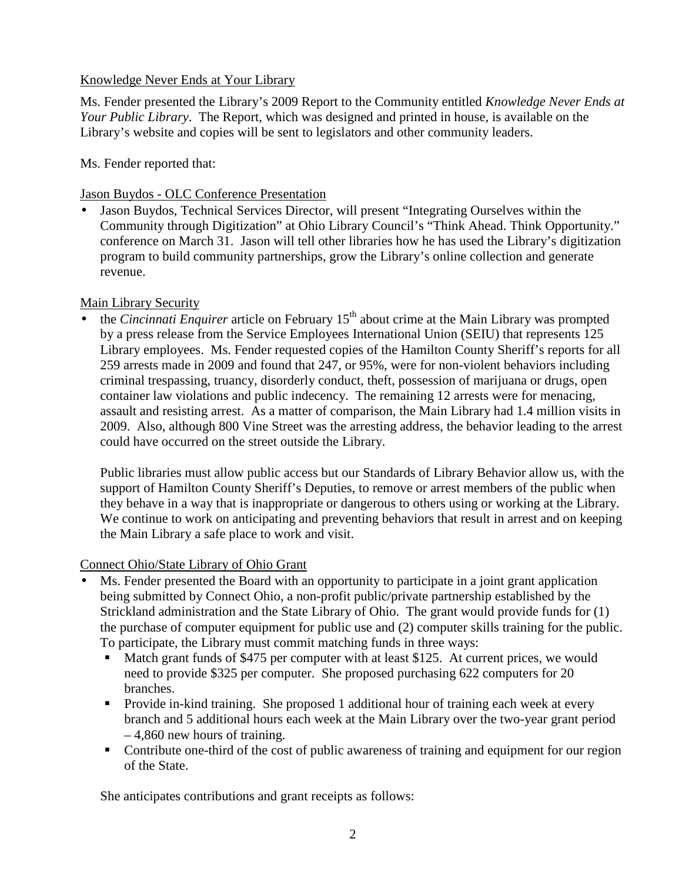Knowledge Never Ends at Your Library

Ms. Fender presented the Library's 2009 Report to the Community entitled *Knowledge Never Ends at Your Public Library*. The Report, which was designed and printed in house, is available on the Library's website and copies will be sent to legislators and other community leaders.

Ms. Fender reported that:

Jason Buydos - OLC Conference Presentation

- Jason Buydos, Technical Services Director, will present "Integrating Ourselves within the Community through Digitization" at Ohio Library Council's "Think Ahead. Think Opportunity." conference on March 31. Jason will tell other libraries how he has used the Library's digitization program to build community partnerships, grow the Library's online collection and generate revenue.

Main Library Security

- the *Cincinnati Enquirer* article on February 15th about crime at the Main Library was prompted by a press release from the Service Employees International Union (SEIU) that represents 125 Library employees. Ms. Fender requested copies of the Hamilton County Sheriff's reports for all 259 arrests made in 2009 and found that 247, or 95%, were for non-violent behaviors including criminal trespassing, truancy, disorderly conduct, theft, possession of marijuana or drugs, open container law violations and public indecency. The remaining 12 arrests were for menacing, assault and resisting arrest. As a matter of comparison, the Main Library had 1.4 million visits in 2009. Also, although 800 Vine Street was the arresting address, the behavior leading to the arrest could have occurred on the street outside the Library.

  Public libraries must allow public access but our Standards of Library Behavior allow us, with the support of Hamilton County Sheriff's Deputies, to remove or arrest members of the public when they behave in a way that is inappropriate or dangerous to others using or working at the Library. We continue to work on anticipating and preventing behaviors that result in arrest and on keeping the Main Library a safe place to work and visit.

Connect Ohio/State Library of Ohio Grant

- Ms. Fender presented the Board with an opportunity to participate in a joint grant application being submitted by Connect Ohio, a non-profit public/private partnership established by the Strickland administration and the State Library of Ohio. The grant would provide funds for (1) the purchase of computer equipment for public use and (2) computer skills training for the public. To participate, the Library must commit matching funds in three ways:
  - Match grant funds of $475 per computer with at least $125. At current prices, we would need to provide $325 per computer. She proposed purchasing 622 computers for 20 branches.
  - Provide in-kind training. She proposed 1 additional hour of training each week at every branch and 5 additional hours each week at the Main Library over the two-year grant period – 4,860 new hours of training.
  - Contribute one-third of the cost of public awareness of training and equipment for our region of the State.

  She anticipates contributions and grant receipts as follows: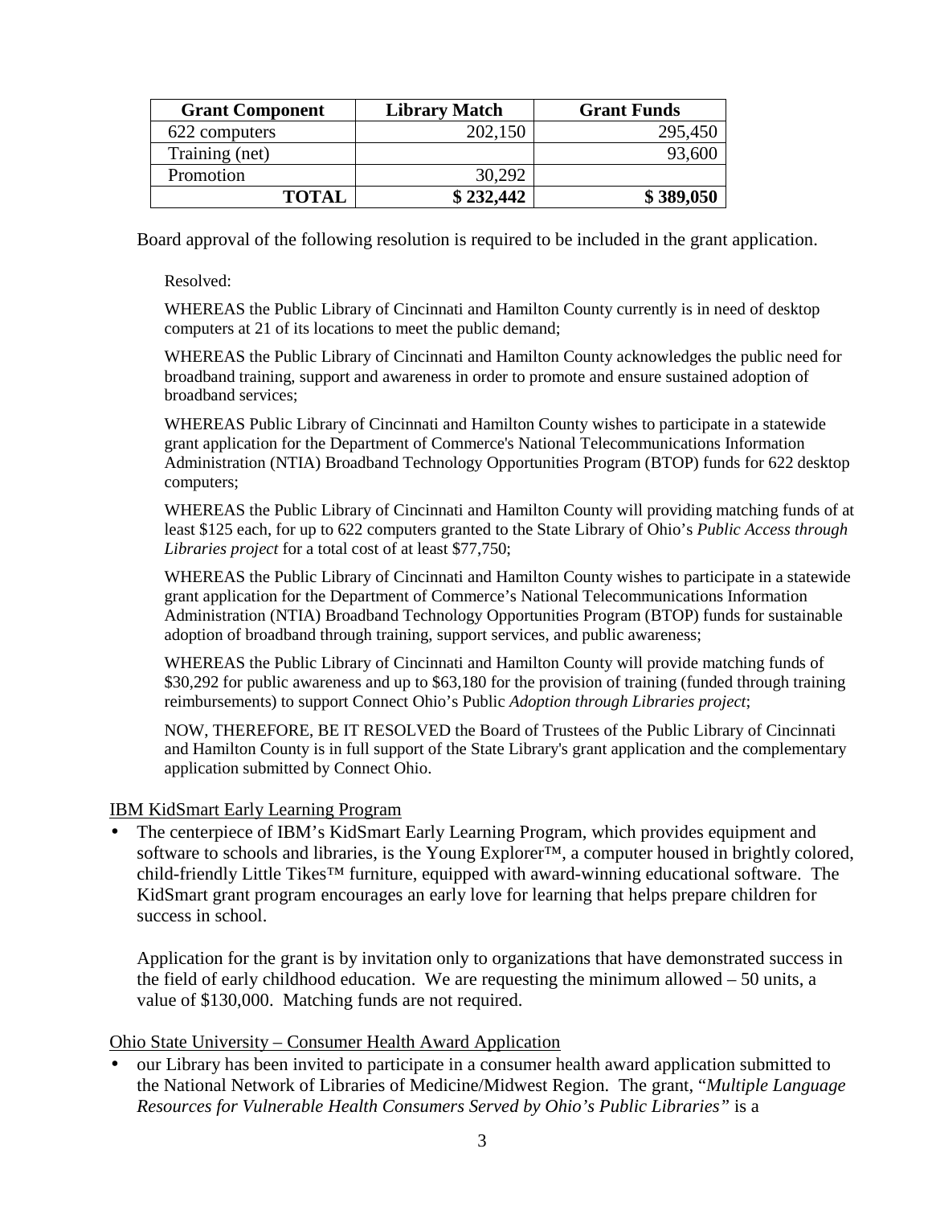| Grant Component | Library Match | Grant Funds |
|---|---|---|
| 622 computers | 202,150 | 295,450 |
| Training (net) | | 93,600 |
| Promotion | 30,292 | |
| **TOTAL** | **$ 232,442** | **$ 389,050** |

Board approval of the following resolution is required to be included in the grant application.

Resolved:

WHEREAS the Public Library of Cincinnati and Hamilton County currently is in need of desktop computers at 21 of its locations to meet the public demand;

WHEREAS the Public Library of Cincinnati and Hamilton County acknowledges the public need for broadband training, support and awareness in order to promote and ensure sustained adoption of broadband services;

WHEREAS Public Library of Cincinnati and Hamilton County wishes to participate in a statewide grant application for the Department of Commerce's National Telecommunications Information Administration (NTIA) Broadband Technology Opportunities Program (BTOP) funds for 622 desktop computers;

WHEREAS the Public Library of Cincinnati and Hamilton County will providing matching funds of at least $125 each, for up to 622 computers granted to the State Library of Ohio's *Public Access through Libraries project* for a total cost of at least $77,750;

WHEREAS the Public Library of Cincinnati and Hamilton County wishes to participate in a statewide grant application for the Department of Commerce's National Telecommunications Information Administration (NTIA) Broadband Technology Opportunities Program (BTOP) funds for sustainable adoption of broadband through training, support services, and public awareness;

WHEREAS the Public Library of Cincinnati and Hamilton County will provide matching funds of $30,292 for public awareness and up to $63,180 for the provision of training (funded through training reimbursements) to support Connect Ohio's Public *Adoption through Libraries project*;

NOW, THEREFORE, BE IT RESOLVED the Board of Trustees of the Public Library of Cincinnati and Hamilton County is in full support of the State Library's grant application and the complementary application submitted by Connect Ohio.

IBM KidSmart Early Learning Program

- The centerpiece of IBM's KidSmart Early Learning Program, which provides equipment and software to schools and libraries, is the Young Explorer™, a computer housed in brightly colored, child-friendly Little Tikes™ furniture, equipped with award-winning educational software. The KidSmart grant program encourages an early love for learning that helps prepare children for success in school.

  Application for the grant is by invitation only to organizations that have demonstrated success in the field of early childhood education. We are requesting the minimum allowed – 50 units, a value of $130,000. Matching funds are not required.

Ohio State University – Consumer Health Award Application

- our Library has been invited to participate in a consumer health award application submitted to the National Network of Libraries of Medicine/Midwest Region. The grant, "*Multiple Language Resources for Vulnerable Health Consumers Served by Ohio's Public Libraries"* is a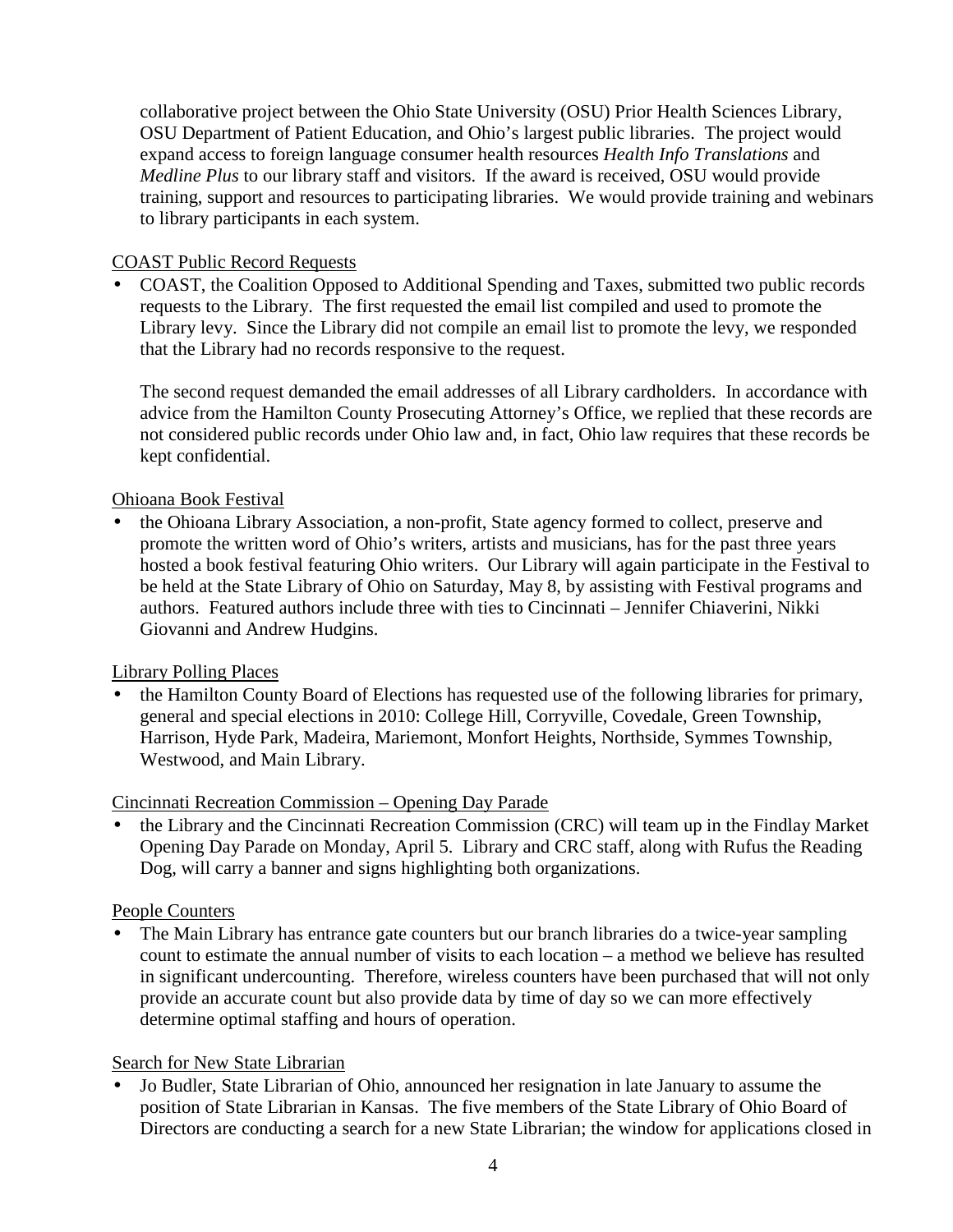collaborative project between the Ohio State University (OSU) Prior Health Sciences Library, OSU Department of Patient Education, and Ohio's largest public libraries. The project would expand access to foreign language consumer health resources *Health Info Translations* and *Medline Plus* to our library staff and visitors. If the award is received, OSU would provide training, support and resources to participating libraries. We would provide training and webinars to library participants in each system.

COAST Public Record Requests

- COAST, the Coalition Opposed to Additional Spending and Taxes, submitted two public records requests to the Library. The first requested the email list compiled and used to promote the Library levy. Since the Library did not compile an email list to promote the levy, we responded that the Library had no records responsive to the request.

  The second request demanded the email addresses of all Library cardholders. In accordance with advice from the Hamilton County Prosecuting Attorney's Office, we replied that these records are not considered public records under Ohio law and, in fact, Ohio law requires that these records be kept confidential.

Ohioana Book Festival

- the Ohioana Library Association, a non-profit, State agency formed to collect, preserve and promote the written word of Ohio's writers, artists and musicians, has for the past three years hosted a book festival featuring Ohio writers. Our Library will again participate in the Festival to be held at the State Library of Ohio on Saturday, May 8, by assisting with Festival programs and authors. Featured authors include three with ties to Cincinnati – Jennifer Chiaverini, Nikki Giovanni and Andrew Hudgins.

Library Polling Places

- the Hamilton County Board of Elections has requested use of the following libraries for primary, general and special elections in 2010: College Hill, Corryville, Covedale, Green Township, Harrison, Hyde Park, Madeira, Mariemont, Monfort Heights, Northside, Symmes Township, Westwood, and Main Library.

Cincinnati Recreation Commission – Opening Day Parade

- the Library and the Cincinnati Recreation Commission (CRC) will team up in the Findlay Market Opening Day Parade on Monday, April 5. Library and CRC staff, along with Rufus the Reading Dog, will carry a banner and signs highlighting both organizations.

People Counters

- The Main Library has entrance gate counters but our branch libraries do a twice-year sampling count to estimate the annual number of visits to each location – a method we believe has resulted in significant undercounting. Therefore, wireless counters have been purchased that will not only provide an accurate count but also provide data by time of day so we can more effectively determine optimal staffing and hours of operation.

Search for New State Librarian

- Jo Budler, State Librarian of Ohio, announced her resignation in late January to assume the position of State Librarian in Kansas. The five members of the State Library of Ohio Board of Directors are conducting a search for a new State Librarian; the window for applications closed in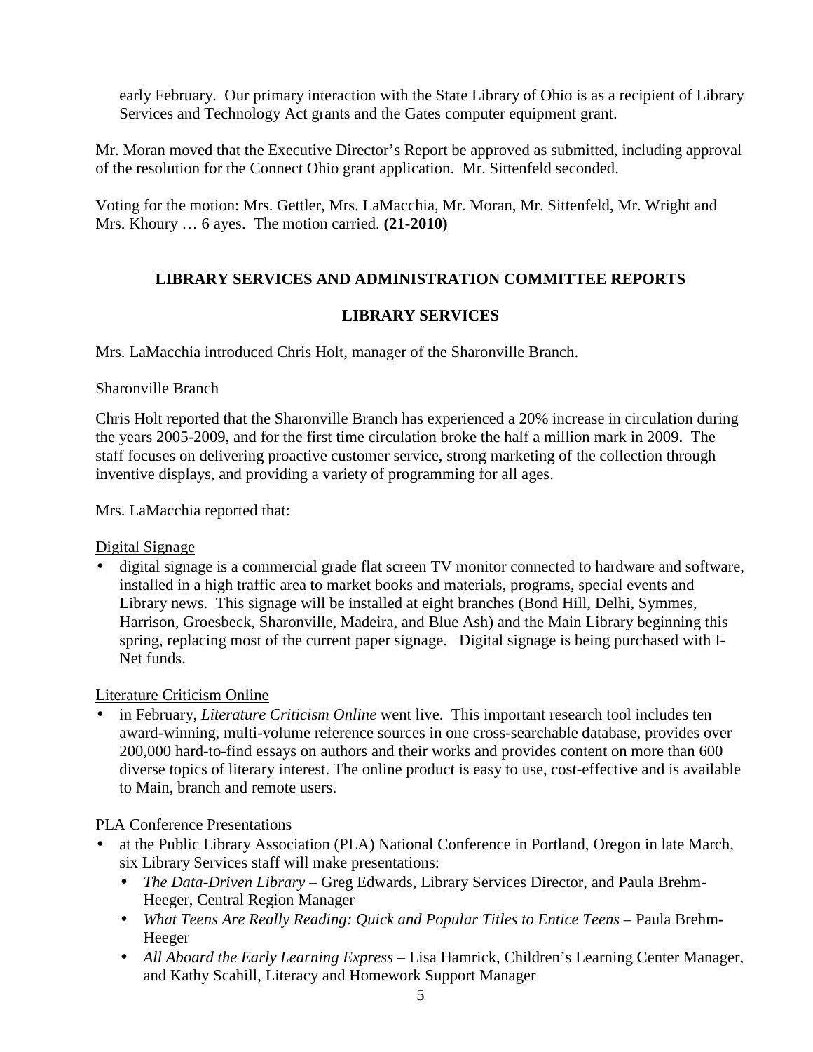early February. Our primary interaction with the State Library of Ohio is as a recipient of Library Services and Technology Act grants and the Gates computer equipment grant.

Mr. Moran moved that the Executive Director's Report be approved as submitted, including approval of the resolution for the Connect Ohio grant application. Mr. Sittenfeld seconded.

Voting for the motion: Mrs. Gettler, Mrs. LaMacchia, Mr. Moran, Mr. Sittenfeld, Mr. Wright and Mrs. Khoury … 6 ayes. The motion carried. **(21-2010)**

## LIBRARY SERVICES AND ADMINISTRATION COMMITTEE REPORTS

### LIBRARY SERVICES

Mrs. LaMacchia introduced Chris Holt, manager of the Sharonville Branch.

Sharonville Branch

Chris Holt reported that the Sharonville Branch has experienced a 20% increase in circulation during the years 2005-2009, and for the first time circulation broke the half a million mark in 2009. The staff focuses on delivering proactive customer service, strong marketing of the collection through inventive displays, and providing a variety of programming for all ages.

Mrs. LaMacchia reported that:

Digital Signage

- digital signage is a commercial grade flat screen TV monitor connected to hardware and software, installed in a high traffic area to market books and materials, programs, special events and Library news. This signage will be installed at eight branches (Bond Hill, Delhi, Symmes, Harrison, Groesbeck, Sharonville, Madeira, and Blue Ash) and the Main Library beginning this spring, replacing most of the current paper signage. Digital signage is being purchased with I-Net funds.

Literature Criticism Online

- in February, *Literature Criticism Online* went live. This important research tool includes ten award-winning, multi-volume reference sources in one cross-searchable database, provides over 200,000 hard-to-find essays on authors and their works and provides content on more than 600 diverse topics of literary interest. The online product is easy to use, cost-effective and is available to Main, branch and remote users.

PLA Conference Presentations

- at the Public Library Association (PLA) National Conference in Portland, Oregon in late March, six Library Services staff will make presentations:
  - *The Data-Driven Library* – Greg Edwards, Library Services Director, and Paula Brehm-Heeger, Central Region Manager
  - *What Teens Are Really Reading: Quick and Popular Titles to Entice Teens* – Paula Brehm-Heeger
  - *All Aboard the Early Learning Express* – Lisa Hamrick, Children's Learning Center Manager, and Kathy Scahill, Literacy and Homework Support Manager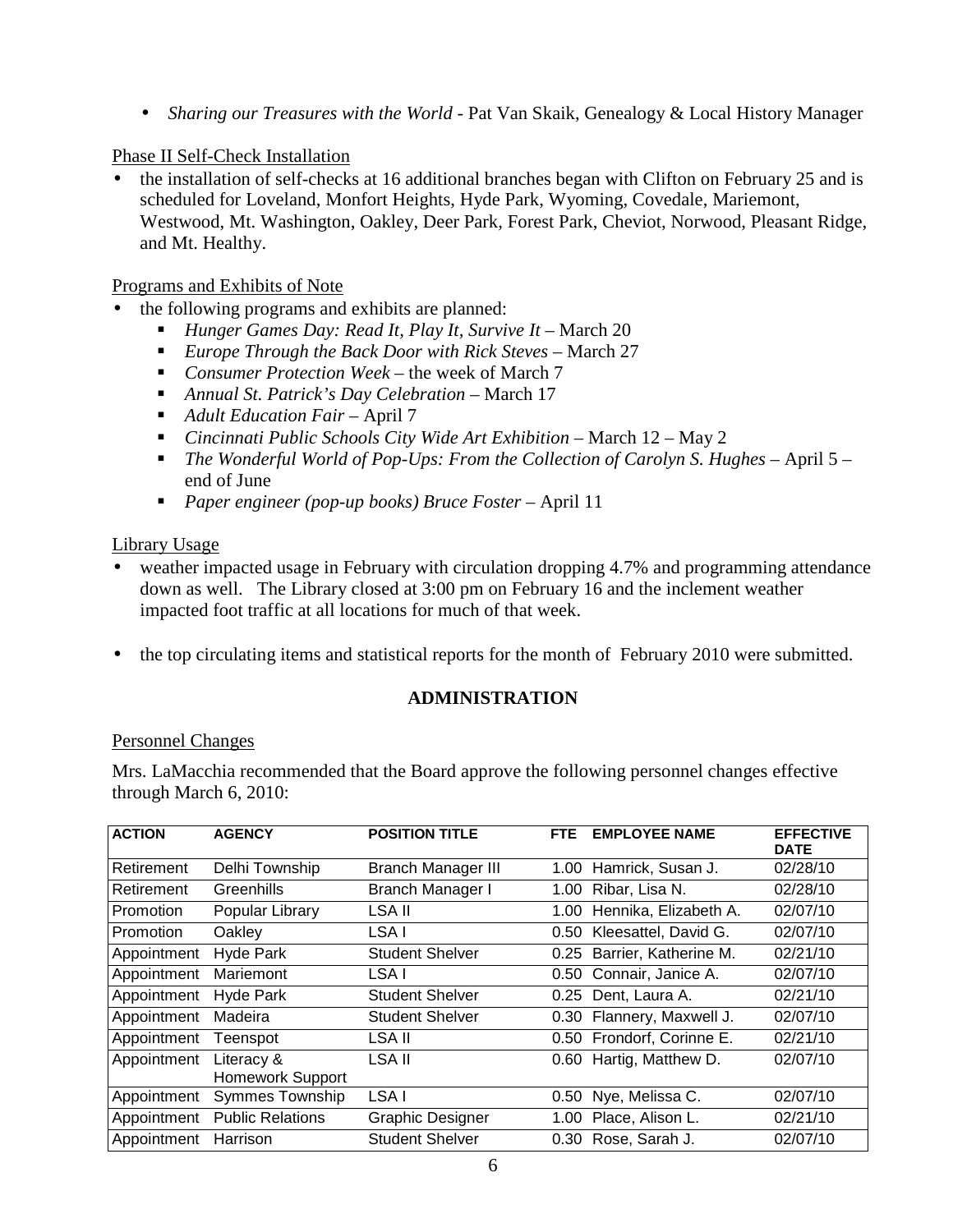- *Sharing our Treasures with the World* - Pat Van Skaik, Genealogy & Local History Manager

Phase II Self-Check Installation

- the installation of self-checks at 16 additional branches began with Clifton on February 25 and is scheduled for Loveland, Monfort Heights, Hyde Park, Wyoming, Covedale, Mariemont, Westwood, Mt. Washington, Oakley, Deer Park, Forest Park, Cheviot, Norwood, Pleasant Ridge, and Mt. Healthy.

Programs and Exhibits of Note

- the following programs and exhibits are planned:
    - *Hunger Games Day: Read It, Play It, Survive It* – March 20
    - *Europe Through the Back Door with Rick Steves* – March 27
    - *Consumer Protection Week* – the week of March 7
    - *Annual St. Patrick's Day Celebration* – March 17
    - *Adult Education Fair* – April 7
    - *Cincinnati Public Schools City Wide Art Exhibition* – March 12 – May 2
    - *The Wonderful World of Pop-Ups: From the Collection of Carolyn S. Hughes* – April 5 – end of June
    - *Paper engineer (pop-up books) Bruce Foster* – April 11

Library Usage

- weather impacted usage in February with circulation dropping 4.7% and programming attendance down as well. The Library closed at 3:00 pm on February 16 and the inclement weather impacted foot traffic at all locations for much of that week.

- the top circulating items and statistical reports for the month of February 2010 were submitted.

## ADMINISTRATION

Personnel Changes

Mrs. LaMacchia recommended that the Board approve the following personnel changes effective through March 6, 2010:

| ACTION | AGENCY | POSITION TITLE | FTE | EMPLOYEE NAME | EFFECTIVE DATE |
|---|---|---|---|---|---|
| Retirement | Delhi Township | Branch Manager III | 1.00 | Hamrick, Susan J. | 02/28/10 |
| Retirement | Greenhills | Branch Manager I | 1.00 | Ribar, Lisa N. | 02/28/10 |
| Promotion | Popular Library | LSA II | 1.00 | Hennika, Elizabeth A. | 02/07/10 |
| Promotion | Oakley | LSA I | 0.50 | Kleesattel, David G. | 02/07/10 |
| Appointment | Hyde Park | Student Shelver | 0.25 | Barrier, Katherine M. | 02/21/10 |
| Appointment | Mariemont | LSA I | 0.50 | Connair, Janice A. | 02/07/10 |
| Appointment | Hyde Park | Student Shelver | 0.25 | Dent, Laura A. | 02/21/10 |
| Appointment | Madeira | Student Shelver | 0.30 | Flannery, Maxwell J. | 02/07/10 |
| Appointment | Teenspot | LSA II | 0.50 | Frondorf, Corinne E. | 02/21/10 |
| Appointment | Literacy & Homework Support | LSA II | 0.60 | Hartig, Matthew D. | 02/07/10 |
| Appointment | Symmes Township | LSA I | 0.50 | Nye, Melissa C. | 02/07/10 |
| Appointment | Public Relations | Graphic Designer | 1.00 | Place, Alison L. | 02/21/10 |
| Appointment | Harrison | Student Shelver | 0.30 | Rose, Sarah J. | 02/07/10 |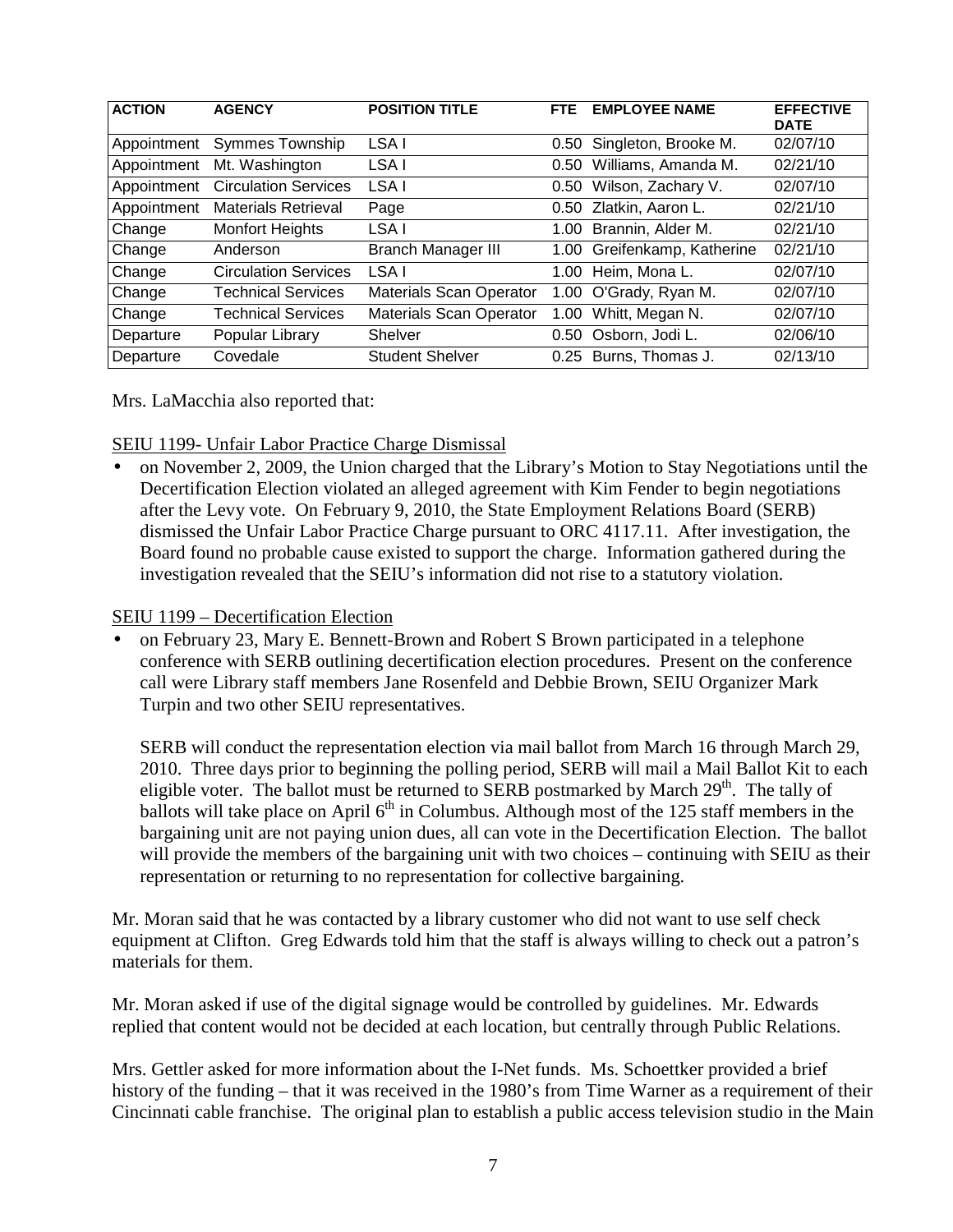| ACTION | AGENCY | POSITION TITLE | FTE | EMPLOYEE NAME | EFFECTIVE DATE |
|---|---|---|---|---|---|
| Appointment | Symmes Township | LSA I | 0.50 | Singleton, Brooke M. | 02/07/10 |
| Appointment | Mt. Washington | LSA I | 0.50 | Williams, Amanda M. | 02/21/10 |
| Appointment | Circulation Services | LSA I | 0.50 | Wilson, Zachary V. | 02/07/10 |
| Appointment | Materials Retrieval | Page | 0.50 | Zlatkin, Aaron L. | 02/21/10 |
| Change | Monfort Heights | LSA I | 1.00 | Brannin, Alder M. | 02/21/10 |
| Change | Anderson | Branch Manager III | 1.00 | Greifenkamp, Katherine | 02/21/10 |
| Change | Circulation Services | LSA I | 1.00 | Heim, Mona L. | 02/07/10 |
| Change | Technical Services | Materials Scan Operator | 1.00 | O'Grady, Ryan M. | 02/07/10 |
| Change | Technical Services | Materials Scan Operator | 1.00 | Whitt, Megan N. | 02/07/10 |
| Departure | Popular Library | Shelver | 0.50 | Osborn, Jodi L. | 02/06/10 |
| Departure | Covedale | Student Shelver | 0.25 | Burns, Thomas J. | 02/13/10 |

Mrs. LaMacchia also reported that:

SEIU 1199- Unfair Labor Practice Charge Dismissal

- on November 2, 2009, the Union charged that the Library's Motion to Stay Negotiations until the Decertification Election violated an alleged agreement with Kim Fender to begin negotiations after the Levy vote. On February 9, 2010, the State Employment Relations Board (SERB) dismissed the Unfair Labor Practice Charge pursuant to ORC 4117.11. After investigation, the Board found no probable cause existed to support the charge. Information gathered during the investigation revealed that the SEIU's information did not rise to a statutory violation.

SEIU 1199 – Decertification Election

- on February 23, Mary E. Bennett-Brown and Robert S Brown participated in a telephone conference with SERB outlining decertification election procedures. Present on the conference call were Library staff members Jane Rosenfeld and Debbie Brown, SEIU Organizer Mark Turpin and two other SEIU representatives.

  SERB will conduct the representation election via mail ballot from March 16 through March 29, 2010. Three days prior to beginning the polling period, SERB will mail a Mail Ballot Kit to each eligible voter. The ballot must be returned to SERB postmarked by March 29th. The tally of ballots will take place on April 6th in Columbus. Although most of the 125 staff members in the bargaining unit are not paying union dues, all can vote in the Decertification Election. The ballot will provide the members of the bargaining unit with two choices – continuing with SEIU as their representation or returning to no representation for collective bargaining.

Mr. Moran said that he was contacted by a library customer who did not want to use self check equipment at Clifton. Greg Edwards told him that the staff is always willing to check out a patron's materials for them.

Mr. Moran asked if use of the digital signage would be controlled by guidelines. Mr. Edwards replied that content would not be decided at each location, but centrally through Public Relations.

Mrs. Gettler asked for more information about the I-Net funds. Ms. Schoettker provided a brief history of the funding – that it was received in the 1980's from Time Warner as a requirement of their Cincinnati cable franchise. The original plan to establish a public access television studio in the Main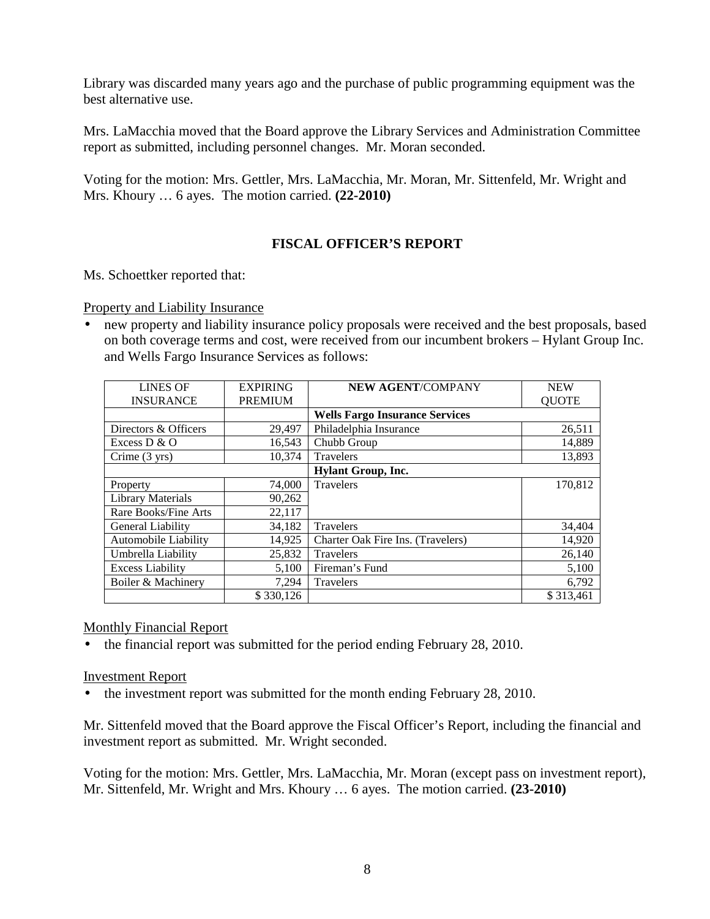Library was discarded many years ago and the purchase of public programming equipment was the best alternative use.

Mrs. LaMacchia moved that the Board approve the Library Services and Administration Committee report as submitted, including personnel changes. Mr. Moran seconded.

Voting for the motion: Mrs. Gettler, Mrs. LaMacchia, Mr. Moran, Mr. Sittenfeld, Mr. Wright and Mrs. Khoury … 6 ayes. The motion carried. **(22-2010)**

## FISCAL OFFICER'S REPORT

Ms. Schoettker reported that:

Property and Liability Insurance

- new property and liability insurance policy proposals were received and the best proposals, based on both coverage terms and cost, were received from our incumbent brokers – Hylant Group Inc. and Wells Fargo Insurance Services as follows:

| LINES OF INSURANCE | EXPIRING PREMIUM | **NEW AGENT**/COMPANY | NEW QUOTE |
|---|---|---|---|
| | | **Wells Fargo Insurance Services** | |
| Directors & Officers | 29,497 | Philadelphia Insurance | 26,511 |
| Excess D & O | 16,543 | Chubb Group | 14,889 |
| Crime (3 yrs) | 10,374 | Travelers | 13,893 |
| | | **Hylant Group, Inc.** | |
| Property | 74,000 | Travelers | 170,812 |
| Library Materials | 90,262 | | |
| Rare Books/Fine Arts | 22,117 | | |
| General Liability | 34,182 | Travelers | 34,404 |
| Automobile Liability | 14,925 | Charter Oak Fire Ins. (Travelers) | 14,920 |
| Umbrella Liability | 25,832 | Travelers | 26,140 |
| Excess Liability | 5,100 | Fireman's Fund | 5,100 |
| Boiler & Machinery | 7,294 | Travelers | 6,792 |
| | $ 330,126 | | $ 313,461 |

Monthly Financial Report

- the financial report was submitted for the period ending February 28, 2010.

Investment Report

- the investment report was submitted for the month ending February 28, 2010.

Mr. Sittenfeld moved that the Board approve the Fiscal Officer's Report, including the financial and investment report as submitted. Mr. Wright seconded.

Voting for the motion: Mrs. Gettler, Mrs. LaMacchia, Mr. Moran (except pass on investment report), Mr. Sittenfeld, Mr. Wright and Mrs. Khoury … 6 ayes. The motion carried. **(23-2010)**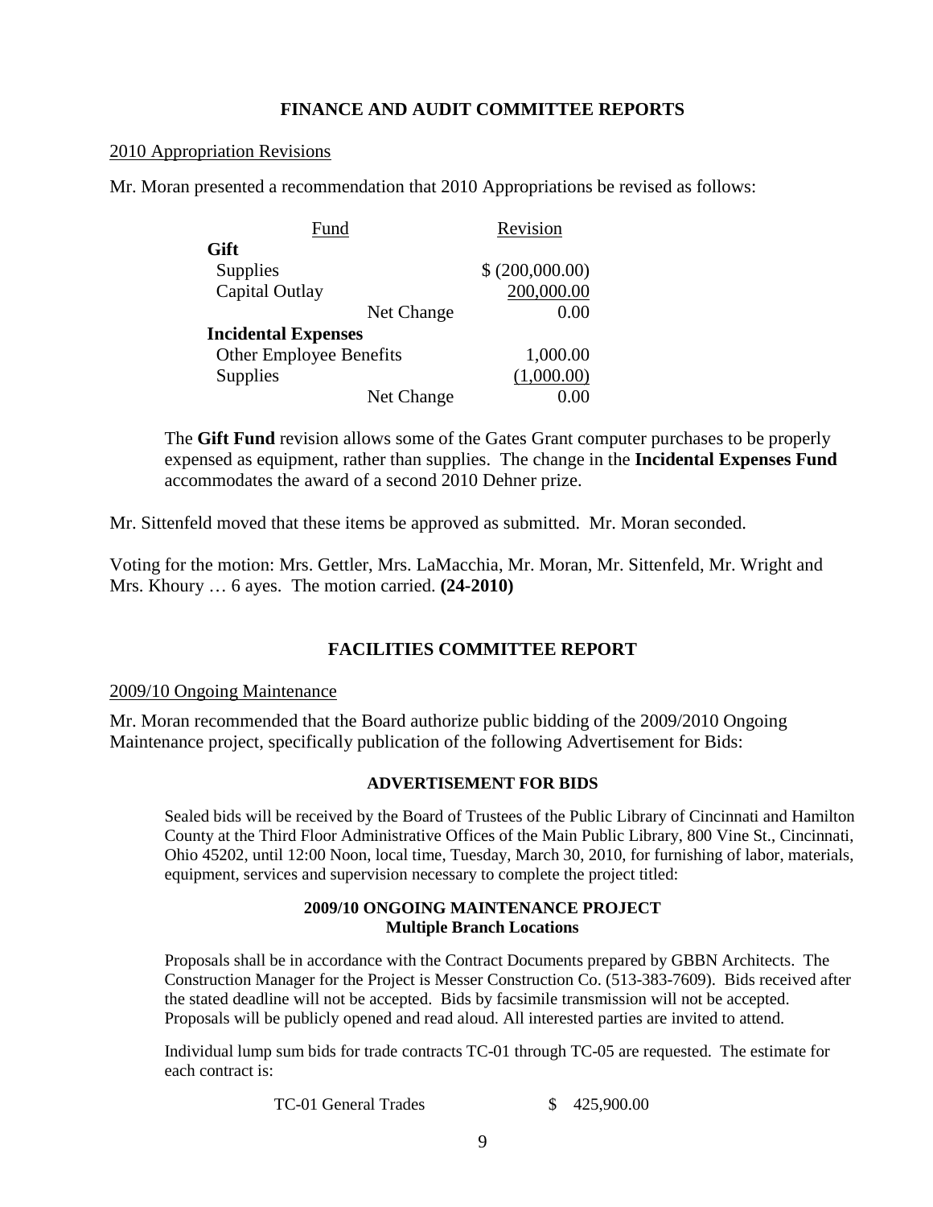## FINANCE AND AUDIT COMMITTEE REPORTS

2010 Appropriation Revisions

Mr. Moran presented a recommendation that 2010 Appropriations be revised as follows:

| Fund | Revision |
|---|---|
| **Gift** | |
| Supplies | $ (200,000.00) |
| Capital Outlay | 200,000.00 |
| Net Change | 0.00 |
| **Incidental Expenses** | |
| Other Employee Benefits | 1,000.00 |
| Supplies | (1,000.00) |
| Net Change | 0.00 |

The **Gift Fund** revision allows some of the Gates Grant computer purchases to be properly expensed as equipment, rather than supplies. The change in the **Incidental Expenses Fund** accommodates the award of a second 2010 Dehner prize.

Mr. Sittenfeld moved that these items be approved as submitted. Mr. Moran seconded.

Voting for the motion: Mrs. Gettler, Mrs. LaMacchia, Mr. Moran, Mr. Sittenfeld, Mr. Wright and Mrs. Khoury … 6 ayes. The motion carried. **(24-2010)**

## FACILITIES COMMITTEE REPORT

2009/10 Ongoing Maintenance

Mr. Moran recommended that the Board authorize public bidding of the 2009/2010 Ongoing Maintenance project, specifically publication of the following Advertisement for Bids:

### ADVERTISEMENT FOR BIDS

Sealed bids will be received by the Board of Trustees of the Public Library of Cincinnati and Hamilton County at the Third Floor Administrative Offices of the Main Public Library, 800 Vine St., Cincinnati, Ohio 45202, until 12:00 Noon, local time, Tuesday, March 30, 2010, for furnishing of labor, materials, equipment, services and supervision necessary to complete the project titled:

**2009/10 ONGOING MAINTENANCE PROJECT**
**Multiple Branch Locations**

Proposals shall be in accordance with the Contract Documents prepared by GBBN Architects. The Construction Manager for the Project is Messer Construction Co. (513-383-7609). Bids received after the stated deadline will not be accepted. Bids by facsimile transmission will not be accepted. Proposals will be publicly opened and read aloud. All interested parties are invited to attend.

Individual lump sum bids for trade contracts TC-01 through TC-05 are requested. The estimate for each contract is:

| | |
|---|---|
| TC-01 General Trades | $ 425,900.00 |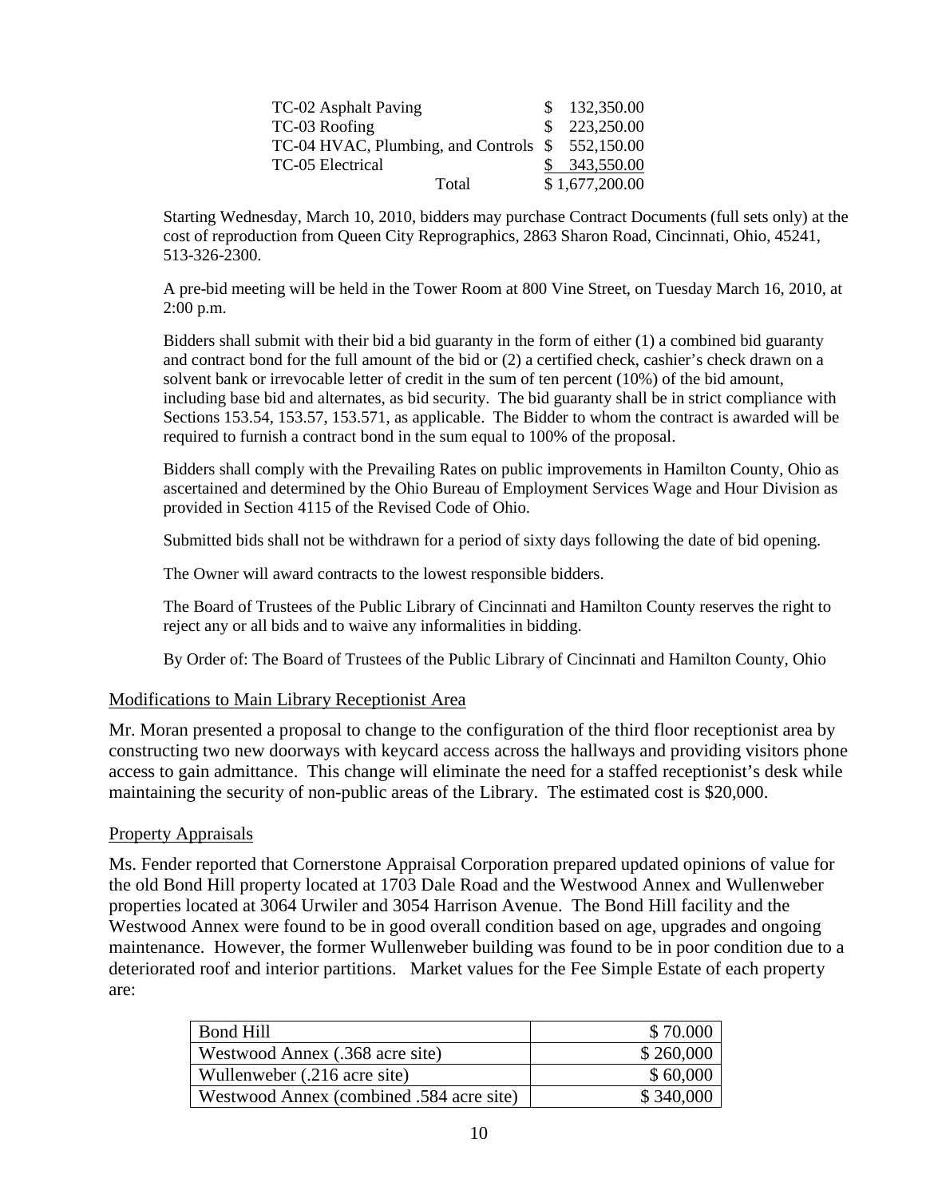| | |
|---|---|
| TC-02 Asphalt Paving | $ 132,350.00 |
| TC-03 Roofing | $ 223,250.00 |
| TC-04 HVAC, Plumbing, and Controls | $ 552,150.00 |
| TC-05 Electrical | $ 343,550.00 |
| Total | $ 1,677,200.00 |

Starting Wednesday, March 10, 2010, bidders may purchase Contract Documents (full sets only) at the cost of reproduction from Queen City Reprographics, 2863 Sharon Road, Cincinnati, Ohio, 45241, 513-326-2300.

A pre-bid meeting will be held in the Tower Room at 800 Vine Street, on Tuesday March 16, 2010, at 2:00 p.m.

Bidders shall submit with their bid a bid guaranty in the form of either (1) a combined bid guaranty and contract bond for the full amount of the bid or (2) a certified check, cashier's check drawn on a solvent bank or irrevocable letter of credit in the sum of ten percent (10%) of the bid amount, including base bid and alternates, as bid security. The bid guaranty shall be in strict compliance with Sections 153.54, 153.57, 153.571, as applicable. The Bidder to whom the contract is awarded will be required to furnish a contract bond in the sum equal to 100% of the proposal.

Bidders shall comply with the Prevailing Rates on public improvements in Hamilton County, Ohio as ascertained and determined by the Ohio Bureau of Employment Services Wage and Hour Division as provided in Section 4115 of the Revised Code of Ohio.

Submitted bids shall not be withdrawn for a period of sixty days following the date of bid opening.

The Owner will award contracts to the lowest responsible bidders.

The Board of Trustees of the Public Library of Cincinnati and Hamilton County reserves the right to reject any or all bids and to waive any informalities in bidding.

By Order of: The Board of Trustees of the Public Library of Cincinnati and Hamilton County, Ohio

## Modifications to Main Library Receptionist Area

Mr. Moran presented a proposal to change to the configuration of the third floor receptionist area by constructing two new doorways with keycard access across the hallways and providing visitors phone access to gain admittance. This change will eliminate the need for a staffed receptionist's desk while maintaining the security of non-public areas of the Library. The estimated cost is $20,000.

## Property Appraisals

Ms. Fender reported that Cornerstone Appraisal Corporation prepared updated opinions of value for the old Bond Hill property located at 1703 Dale Road and the Westwood Annex and Wullenweber properties located at 3064 Urwiler and 3054 Harrison Avenue. The Bond Hill facility and the Westwood Annex were found to be in good overall condition based on age, upgrades and ongoing maintenance. However, the former Wullenweber building was found to be in poor condition due to a deteriorated roof and interior partitions. Market values for the Fee Simple Estate of each property are:

| | |
|---|---|
| Bond Hill | $ 70.000 |
| Westwood Annex (.368 acre site) | $ 260,000 |
| Wullenweber (.216 acre site) | $ 60,000 |
| Westwood Annex (combined .584 acre site) | $ 340,000 |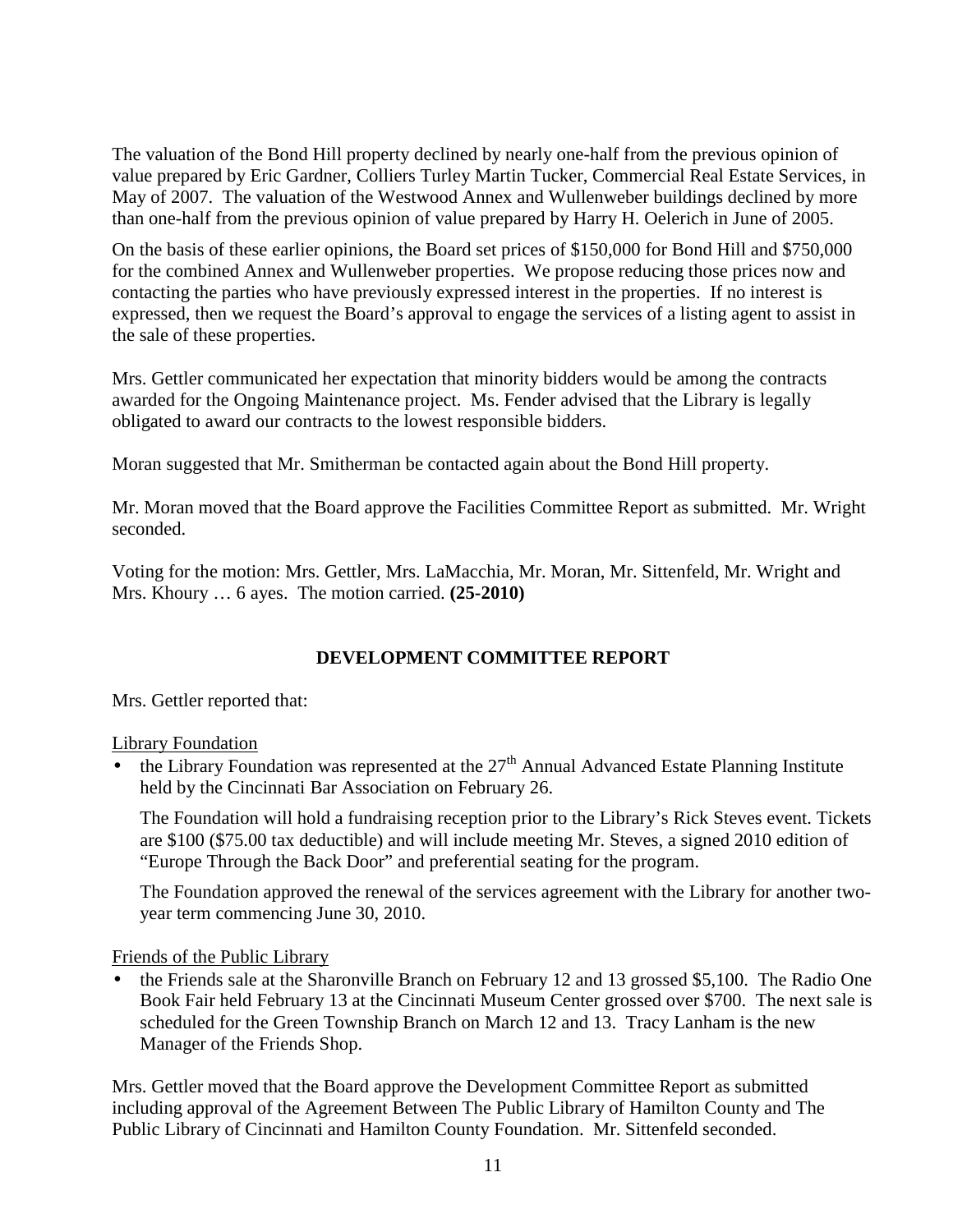The valuation of the Bond Hill property declined by nearly one-half from the previous opinion of value prepared by Eric Gardner, Colliers Turley Martin Tucker, Commercial Real Estate Services, in May of 2007. The valuation of the Westwood Annex and Wullenweber buildings declined by more than one-half from the previous opinion of value prepared by Harry H. Oelerich in June of 2005.

On the basis of these earlier opinions, the Board set prices of $150,000 for Bond Hill and $750,000 for the combined Annex and Wullenweber properties. We propose reducing those prices now and contacting the parties who have previously expressed interest in the properties. If no interest is expressed, then we request the Board's approval to engage the services of a listing agent to assist in the sale of these properties.

Mrs. Gettler communicated her expectation that minority bidders would be among the contracts awarded for the Ongoing Maintenance project. Ms. Fender advised that the Library is legally obligated to award our contracts to the lowest responsible bidders.

Moran suggested that Mr. Smitherman be contacted again about the Bond Hill property.

Mr. Moran moved that the Board approve the Facilities Committee Report as submitted. Mr. Wright seconded.

Voting for the motion: Mrs. Gettler, Mrs. LaMacchia, Mr. Moran, Mr. Sittenfeld, Mr. Wright and Mrs. Khoury … 6 ayes. The motion carried. **(25-2010)**

## DEVELOPMENT COMMITTEE REPORT

Mrs. Gettler reported that:

Library Foundation

- the Library Foundation was represented at the 27th Annual Advanced Estate Planning Institute held by the Cincinnati Bar Association on February 26.

  The Foundation will hold a fundraising reception prior to the Library's Rick Steves event. Tickets are $100 ($75.00 tax deductible) and will include meeting Mr. Steves, a signed 2010 edition of "Europe Through the Back Door" and preferential seating for the program.

  The Foundation approved the renewal of the services agreement with the Library for another two-year term commencing June 30, 2010.

Friends of the Public Library

- the Friends sale at the Sharonville Branch on February 12 and 13 grossed $5,100. The Radio One Book Fair held February 13 at the Cincinnati Museum Center grossed over $700. The next sale is scheduled for the Green Township Branch on March 12 and 13. Tracy Lanham is the new Manager of the Friends Shop.

Mrs. Gettler moved that the Board approve the Development Committee Report as submitted including approval of the Agreement Between The Public Library of Hamilton County and The Public Library of Cincinnati and Hamilton County Foundation. Mr. Sittenfeld seconded.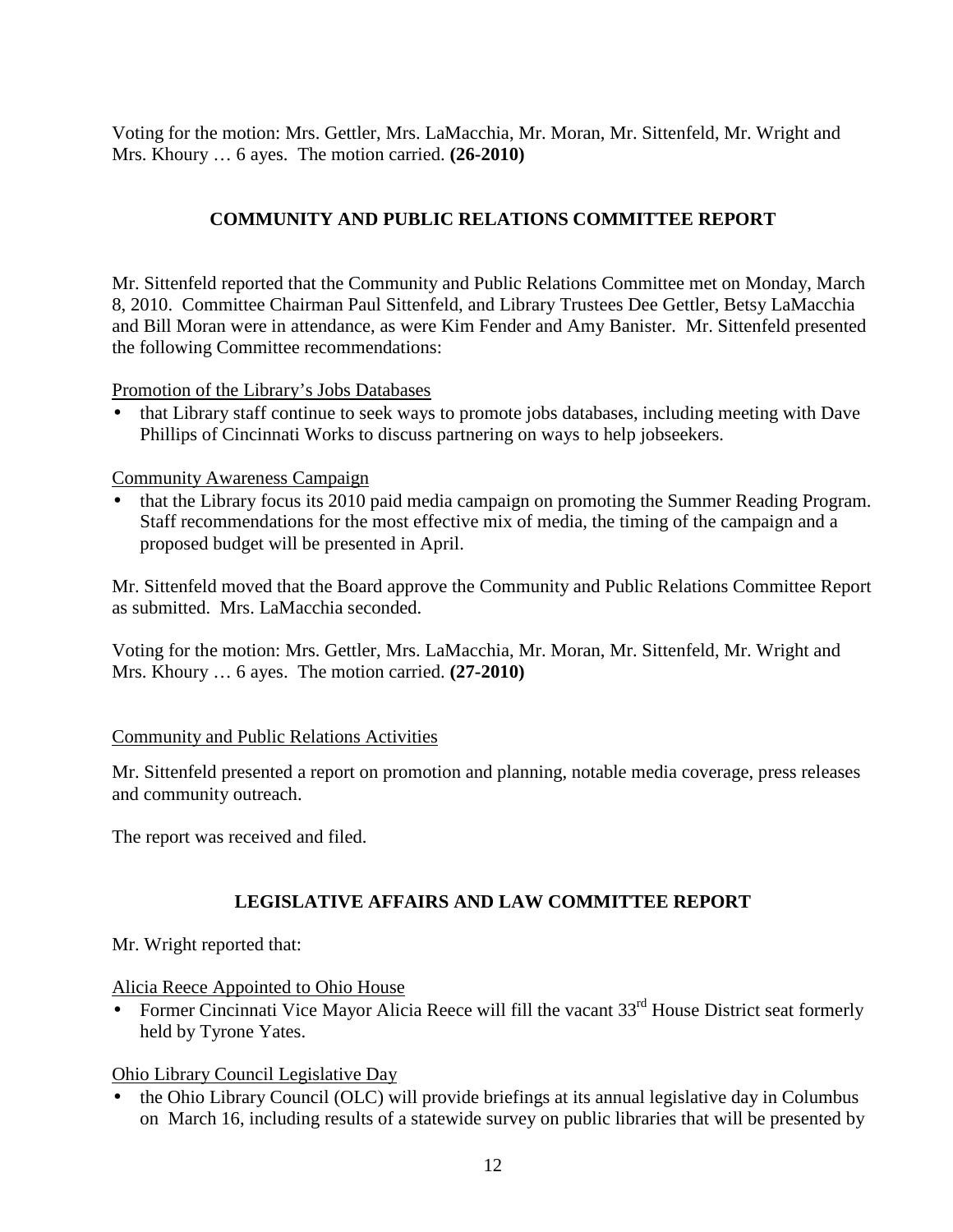Voting for the motion: Mrs. Gettler, Mrs. LaMacchia, Mr. Moran, Mr. Sittenfeld, Mr. Wright and Mrs. Khoury … 6 ayes. The motion carried. **(26-2010)**

## COMMUNITY AND PUBLIC RELATIONS COMMITTEE REPORT

Mr. Sittenfeld reported that the Community and Public Relations Committee met on Monday, March 8, 2010. Committee Chairman Paul Sittenfeld, and Library Trustees Dee Gettler, Betsy LaMacchia and Bill Moran were in attendance, as were Kim Fender and Amy Banister. Mr. Sittenfeld presented the following Committee recommendations:

<u>Promotion of the Library's Jobs Databases</u>

- that Library staff continue to seek ways to promote jobs databases, including meeting with Dave Phillips of Cincinnati Works to discuss partnering on ways to help jobseekers.

<u>Community Awareness Campaign</u>

- that the Library focus its 2010 paid media campaign on promoting the Summer Reading Program. Staff recommendations for the most effective mix of media, the timing of the campaign and a proposed budget will be presented in April.

Mr. Sittenfeld moved that the Board approve the Community and Public Relations Committee Report as submitted. Mrs. LaMacchia seconded.

Voting for the motion: Mrs. Gettler, Mrs. LaMacchia, Mr. Moran, Mr. Sittenfeld, Mr. Wright and Mrs. Khoury … 6 ayes. The motion carried. **(27-2010)**

<u>Community and Public Relations Activities</u>

Mr. Sittenfeld presented a report on promotion and planning, notable media coverage, press releases and community outreach.

The report was received and filed.

## LEGISLATIVE AFFAIRS AND LAW COMMITTEE REPORT

Mr. Wright reported that:

<u>Alicia Reece Appointed to Ohio House</u>

- Former Cincinnati Vice Mayor Alicia Reece will fill the vacant 33rd House District seat formerly held by Tyrone Yates.

<u>Ohio Library Council Legislative Day</u>

- the Ohio Library Council (OLC) will provide briefings at its annual legislative day in Columbus on March 16, including results of a statewide survey on public libraries that will be presented by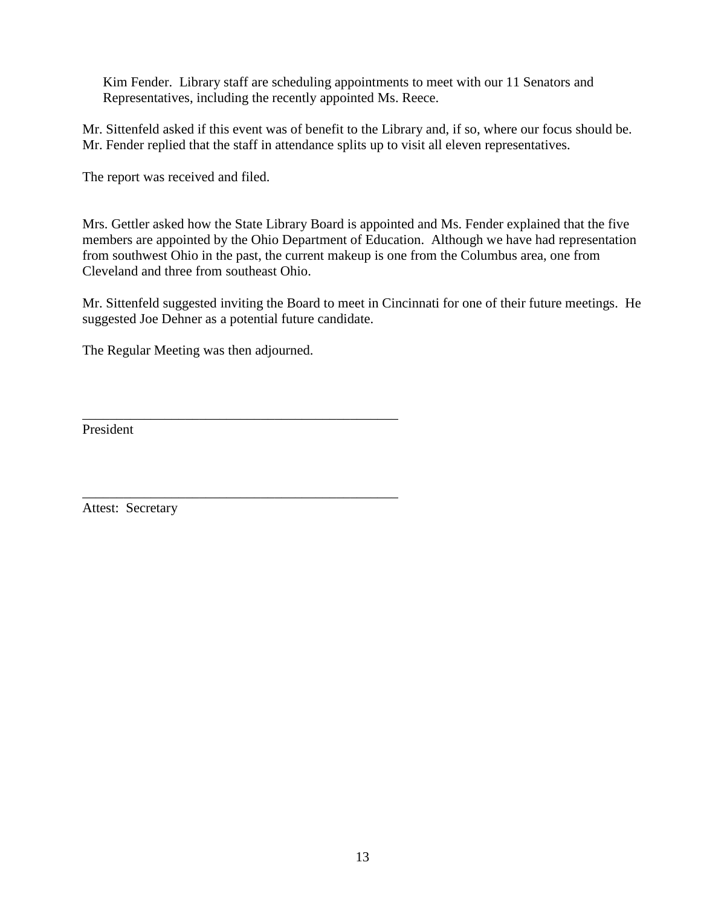Kim Fender. Library staff are scheduling appointments to meet with our 11 Senators and Representatives, including the recently appointed Ms. Reece.

Mr. Sittenfeld asked if this event was of benefit to the Library and, if so, where our focus should be. Mr. Fender replied that the staff in attendance splits up to visit all eleven representatives.

The report was received and filed.

Mrs. Gettler asked how the State Library Board is appointed and Ms. Fender explained that the five members are appointed by the Ohio Department of Education. Although we have had representation from southwest Ohio in the past, the current makeup is one from the Columbus area, one from Cleveland and three from southeast Ohio.

Mr. Sittenfeld suggested inviting the Board to meet in Cincinnati for one of their future meetings. He suggested Joe Dehner as a potential future candidate.

The Regular Meeting was then adjourned.

_______________________________________________
President

_______________________________________________
Attest: Secretary